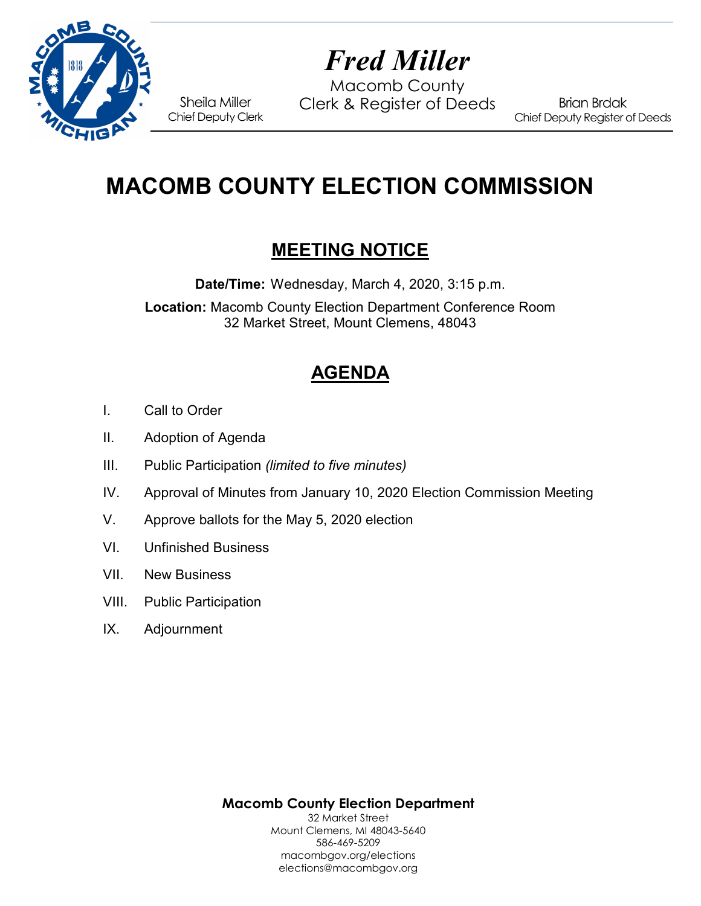# Fred Miller

Macomb County
Clerk & Register of Deeds

Sheila Miller
Chief Deputy Clerk

Brian Brdak
Chief Deputy Register of Deeds

# MACOMB COUNTY ELECTION COMMISSION

## MEETING NOTICE

**Date/Time:** Wednesday, March 4, 2020, 3:15 p.m.

**Location:** Macomb County Election Department Conference Room
32 Market Street, Mount Clemens, 48043

## AGENDA

I. Call to Order

II. Adoption of Agenda

III. Public Participation *(limited to five minutes)*

IV. Approval of Minutes from January 10, 2020 Election Commission Meeting

V. Approve ballots for the May 5, 2020 election

VI. Unfinished Business

VII. New Business

VIII. Public Participation

IX. Adjournment

**Macomb County Election Department**
32 Market Street
Mount Clemens, MI 48043-5640
586-469-5209
macombgov.org/elections
elections@macombgov.org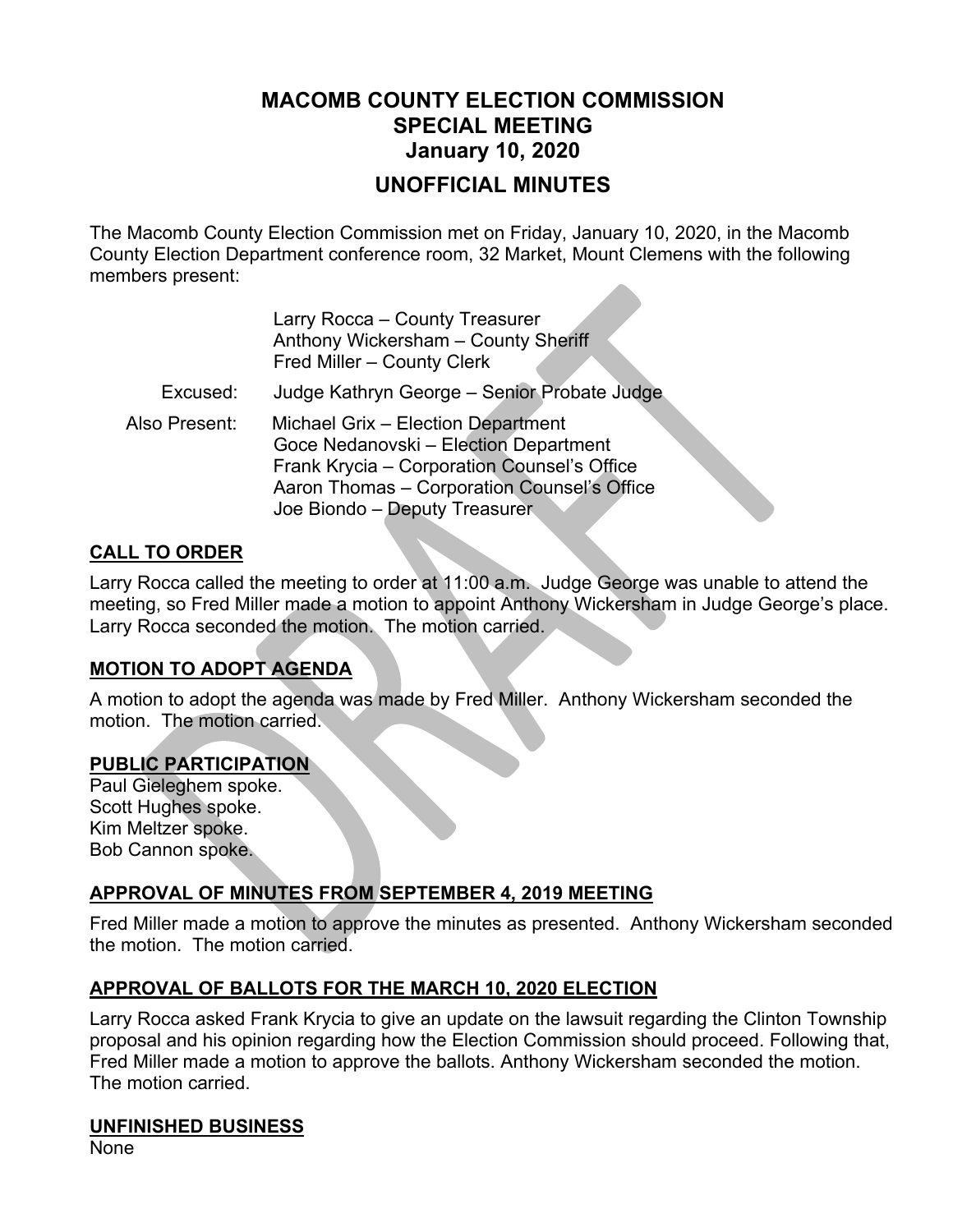# MACOMB COUNTY ELECTION COMMISSION
## SPECIAL MEETING
## January 10, 2020

## UNOFFICIAL MINUTES

The Macomb County Election Commission met on Friday, January 10, 2020, in the Macomb County Election Department conference room, 32 Market, Mount Clemens with the following members present:

Larry Rocca – County Treasurer
Anthony Wickersham – County Sheriff
Fred Miller – County Clerk

Excused: Judge Kathryn George – Senior Probate Judge

Also Present: Michael Grix – Election Department
Goce Nedanovski – Election Department
Frank Krycia – Corporation Counsel's Office
Aaron Thomas – Corporation Counsel's Office
Joe Biondo – Deputy Treasurer

**CALL TO ORDER**

Larry Rocca called the meeting to order at 11:00 a.m. Judge George was unable to attend the meeting, so Fred Miller made a motion to appoint Anthony Wickersham in Judge George's place. Larry Rocca seconded the motion. The motion carried.

**MOTION TO ADOPT AGENDA**

A motion to adopt the agenda was made by Fred Miller. Anthony Wickersham seconded the motion. The motion carried.

**PUBLIC PARTICIPATION**

Paul Gieleghem spoke.
Scott Hughes spoke.
Kim Meltzer spoke.
Bob Cannon spoke.

**APPROVAL OF MINUTES FROM SEPTEMBER 4, 2019 MEETING**

Fred Miller made a motion to approve the minutes as presented. Anthony Wickersham seconded the motion. The motion carried.

**APPROVAL OF BALLOTS FOR THE MARCH 10, 2020 ELECTION**

Larry Rocca asked Frank Krycia to give an update on the lawsuit regarding the Clinton Township proposal and his opinion regarding how the Election Commission should proceed. Following that, Fred Miller made a motion to approve the ballots. Anthony Wickersham seconded the motion. The motion carried.

**UNFINISHED BUSINESS**

None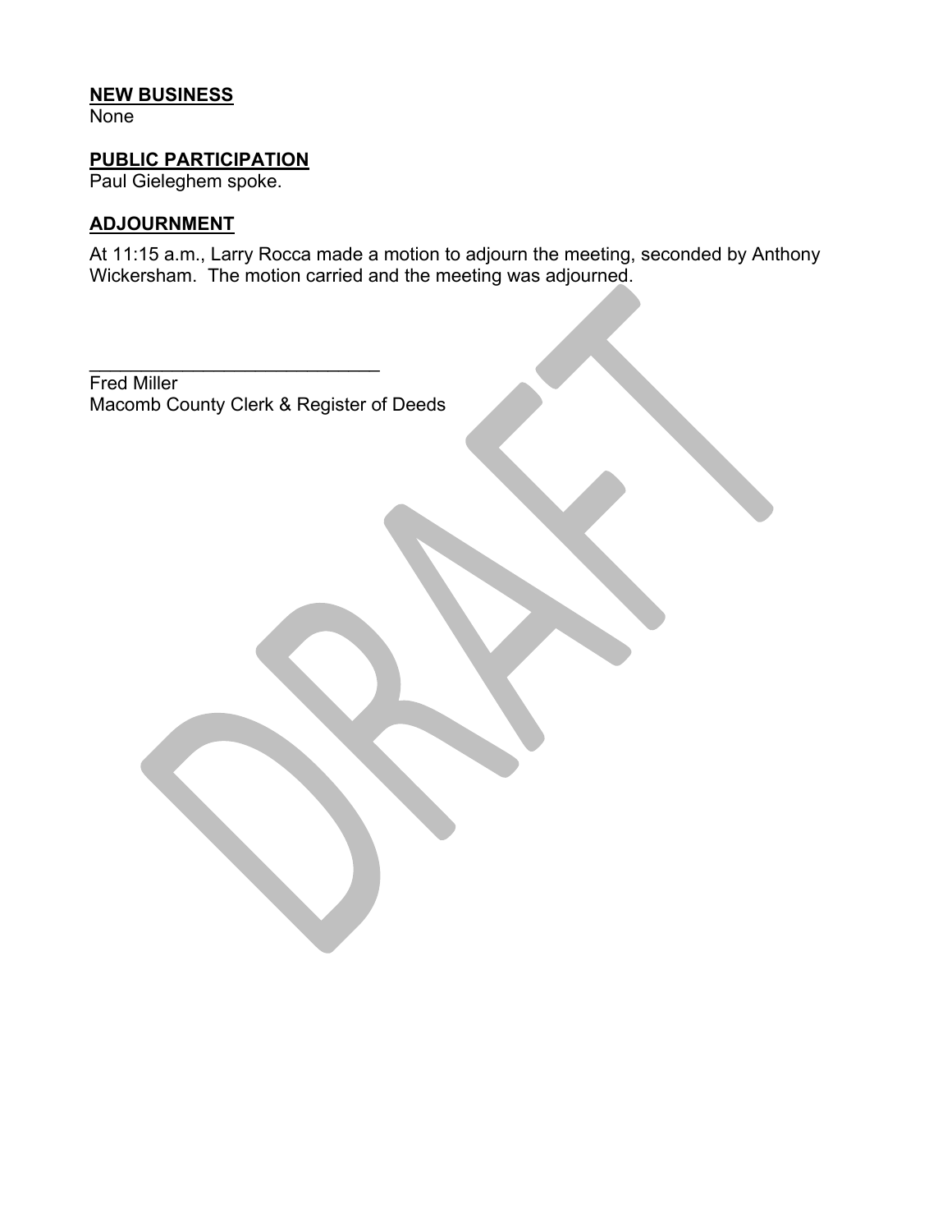**NEW BUSINESS**
None

**PUBLIC PARTICIPATION**
Paul Gieleghem spoke.

**ADJOURNMENT**

At 11:15 a.m., Larry Rocca made a motion to adjourn the meeting, seconded by Anthony Wickersham. The motion carried and the meeting was adjourned.

______________________________
Fred Miller
Macomb County Clerk & Register of Deeds

DRAFT